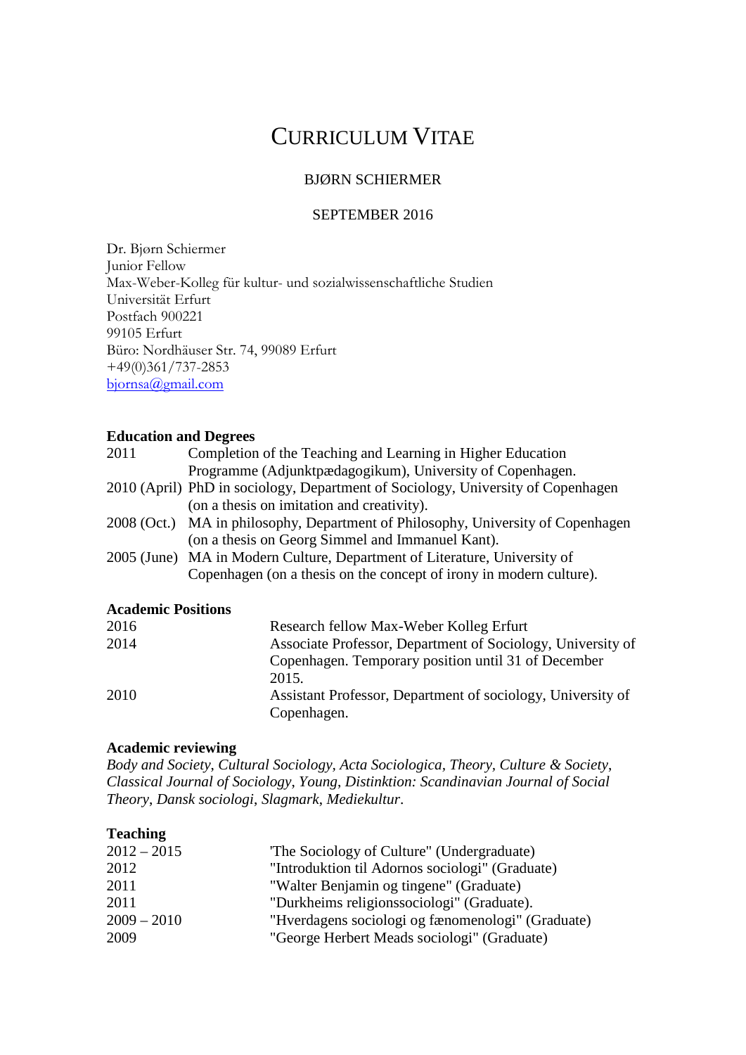# CURRICULUM VITAE

BJØRN SCHIERMER

SEPTEMBER 2016

Dr. Bjørn Schiermer
Junior Fellow
Max-Weber-Kolleg für kultur- und sozialwissenschaftliche Studien
Universität Erfurt
Postfach 900221
99105 Erfurt
Büro: Nordhäuser Str. 74, 99089 Erfurt
+49(0)361/737-2853
bjornsa@gmail.com

## Education and Degrees

| | |
|---|---|
| 2011 | Completion of the Teaching and Learning in Higher Education Programme (Adjunktpædagogikum), University of Copenhagen. |
| 2010 (April) | PhD in sociology, Department of Sociology, University of Copenhagen (on a thesis on imitation and creativity). |
| 2008 (Oct.) | MA in philosophy, Department of Philosophy, University of Copenhagen (on a thesis on Georg Simmel and Immanuel Kant). |
| 2005 (June) | MA in Modern Culture, Department of Literature, University of Copenhagen (on a thesis on the concept of irony in modern culture). |

## Academic Positions

| | |
|---|---|
| 2016 | Research fellow Max-Weber Kolleg Erfurt |
| 2014 | Associate Professor, Department of Sociology, University of Copenhagen. Temporary position until 31 of December 2015. |
| 2010 | Assistant Professor, Department of sociology, University of Copenhagen. |

## Academic reviewing

*Body and Society*, *Cultural Sociology*, *Acta Sociologica*, *Theory, Culture & Society*, *Classical Journal of Sociology*, *Young*, *Distinktion: Scandinavian Journal of Social Theory*, *Dansk sociologi*, *Slagmark*, *Mediekultur*.

## Teaching

| | |
|---|---|
| 2012 – 2015 | 'The Sociology of Culture" (Undergraduate) |
| 2012 | "Introduktion til Adornos sociologi" (Graduate) |
| 2011 | "Walter Benjamin og tingene" (Graduate) |
| 2011 | "Durkheims religionssociologi" (Graduate). |
| 2009 – 2010 | "Hverdagens sociologi og fænomenologi" (Graduate) |
| 2009 | "George Herbert Meads sociologi" (Graduate) |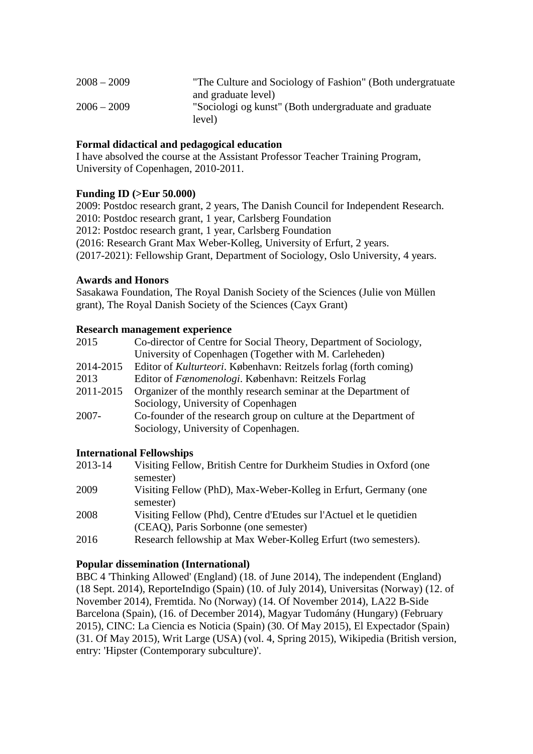| | |
|---|---|
| 2008 – 2009 | "The Culture and Sociology of Fashion" (Both undergratuate and graduate level) |
| 2006 – 2009 | "Sociologi og kunst" (Both undergraduate and graduate level) |

**Formal didactical and pedagogical education**

I have absolved the course at the Assistant Professor Teacher Training Program, University of Copenhagen, 2010-2011.

**Funding ID (>Eur 50.000)**

2009: Postdoc research grant, 2 years, The Danish Council for Independent Research.
2010: Postdoc research grant, 1 year, Carlsberg Foundation
2012: Postdoc research grant, 1 year, Carlsberg Foundation
(2016: Research Grant Max Weber-Kolleg, University of Erfurt, 2 years.
(2017-2021): Fellowship Grant, Department of Sociology, Oslo University, 4 years.

**Awards and Honors**

Sasakawa Foundation, The Royal Danish Society of the Sciences (Julie von Müllen grant), The Royal Danish Society of the Sciences (Cayx Grant)

**Research management experience**

| | |
|---|---|
| 2015 | Co-director of Centre for Social Theory, Department of Sociology, University of Copenhagen (Together with M. Carleheden) |
| 2014-2015 | Editor of *Kulturteori*. København: Reitzels forlag (forth coming) |
| 2013 | Editor of *Fænomenologi*. København: Reitzels Forlag |
| 2011-2015 | Organizer of the monthly research seminar at the Department of Sociology, University of Copenhagen |
| 2007- | Co-founder of the research group on culture at the Department of Sociology, University of Copenhagen. |

**International Fellowships**

| | |
|---|---|
| 2013-14 | Visiting Fellow, British Centre for Durkheim Studies in Oxford (one semester) |
| 2009 | Visiting Fellow (PhD), Max-Weber-Kolleg in Erfurt, Germany (one semester) |
| 2008 | Visiting Fellow (Phd), Centre d'Etudes sur l'Actuel et le quetidien (CEAQ), Paris Sorbonne (one semester) |
| 2016 | Research fellowship at Max Weber-Kolleg Erfurt (two semesters). |

**Popular dissemination (International)**

BBC 4 'Thinking Allowed' (England) (18. of June 2014), The independent (England) (18 Sept. 2014), ReporteIndigo (Spain) (10. of July 2014), Universitas (Norway) (12. of November 2014), Fremtida. No (Norway) (14. Of November 2014), LA22 B-Side Barcelona (Spain), (16. of December 2014), Magyar Tudomány (Hungary) (February 2015), CINC: La Ciencia es Noticia (Spain) (30. Of May 2015), El Expectador (Spain) (31. Of May 2015), Writ Large (USA) (vol. 4, Spring 2015), Wikipedia (British version, entry: 'Hipster (Contemporary subculture)'.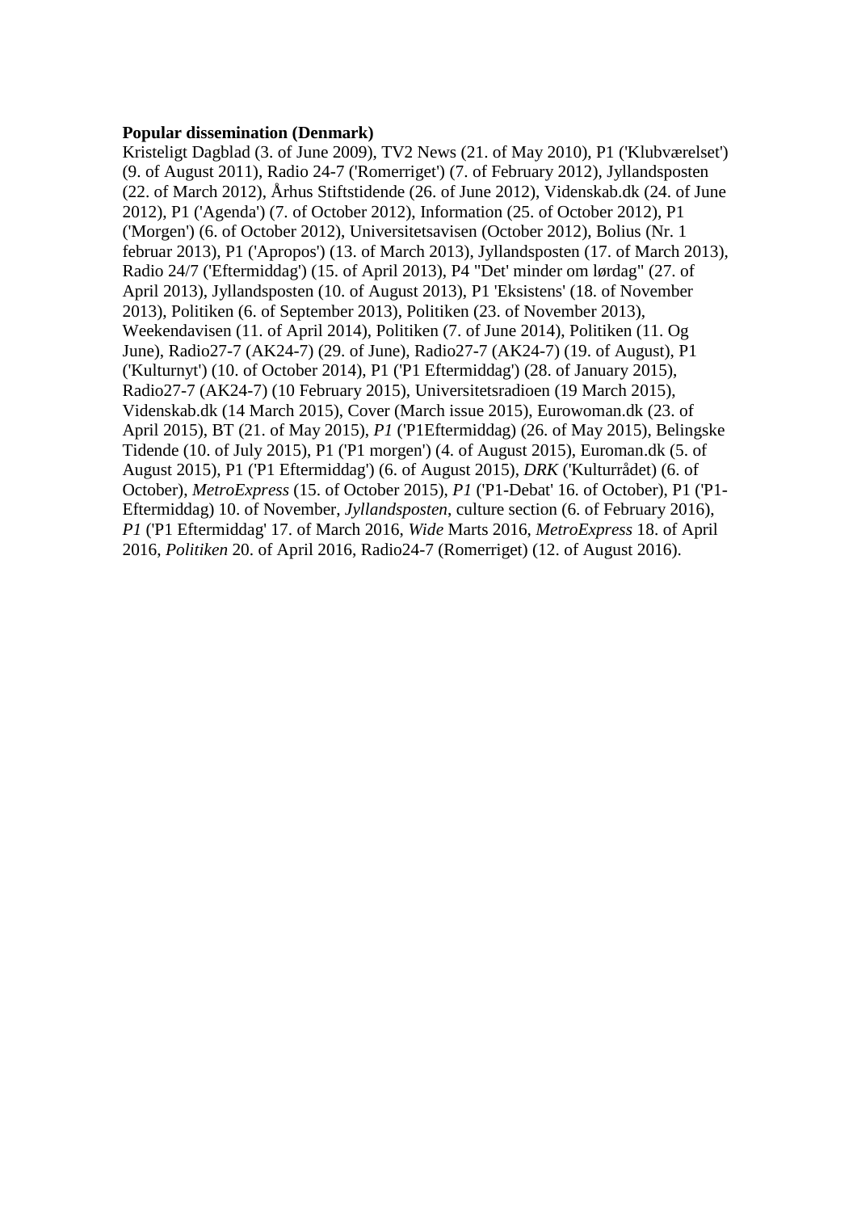**Popular dissemination (Denmark)**

Kristeligt Dagblad (3. of June 2009), TV2 News (21. of May 2010), P1 ('Klubværelset') (9. of August 2011), Radio 24-7 ('Romerriget') (7. of February 2012), Jyllandsposten (22. of March 2012), Århus Stiftstidende (26. of June 2012), Videnskab.dk (24. of June 2012), P1 ('Agenda') (7. of October 2012), Information (25. of October 2012), P1 ('Morgen') (6. of October 2012), Universitetsavisen (October 2012), Bolius (Nr. 1 februar 2013), P1 ('Apropos') (13. of March 2013), Jyllandsposten (17. of March 2013), Radio 24/7 ('Eftermiddag') (15. of April 2013), P4 "Det' minder om lørdag" (27. of April 2013), Jyllandsposten (10. of August 2013), P1 'Eksistens' (18. of November 2013), Politiken (6. of September 2013), Politiken (23. of November 2013), Weekendavisen (11. of April 2014), Politiken (7. of June 2014), Politiken (11. Og June), Radio27-7 (AK24-7) (29. of June), Radio27-7 (AK24-7) (19. of August), P1 ('Kulturnyt') (10. of October 2014), P1 ('P1 Eftermiddag') (28. of January 2015), Radio27-7 (AK24-7) (10 February 2015), Universitetsradioen (19 March 2015), Videnskab.dk (14 March 2015), Cover (March issue 2015), Eurowoman.dk (23. of April 2015), BT (21. of May 2015), *P1* ('P1Eftermiddag) (26. of May 2015), Belingske Tidende (10. of July 2015), P1 ('P1 morgen') (4. of August 2015), Euroman.dk (5. of August 2015), P1 ('P1 Eftermiddag') (6. of August 2015), *DRK* ('Kulturrådet) (6. of October), *MetroExpress* (15. of October 2015), *P1* ('P1-Debat' 16. of October), P1 ('P1-Eftermiddag) 10. of November, *Jyllandsposten*, culture section (6. of February 2016), *P1* ('P1 Eftermiddag' 17. of March 2016, *Wide* Marts 2016, *MetroExpress* 18. of April 2016, *Politiken* 20. of April 2016, Radio24-7 (Romerriget) (12. of August 2016).